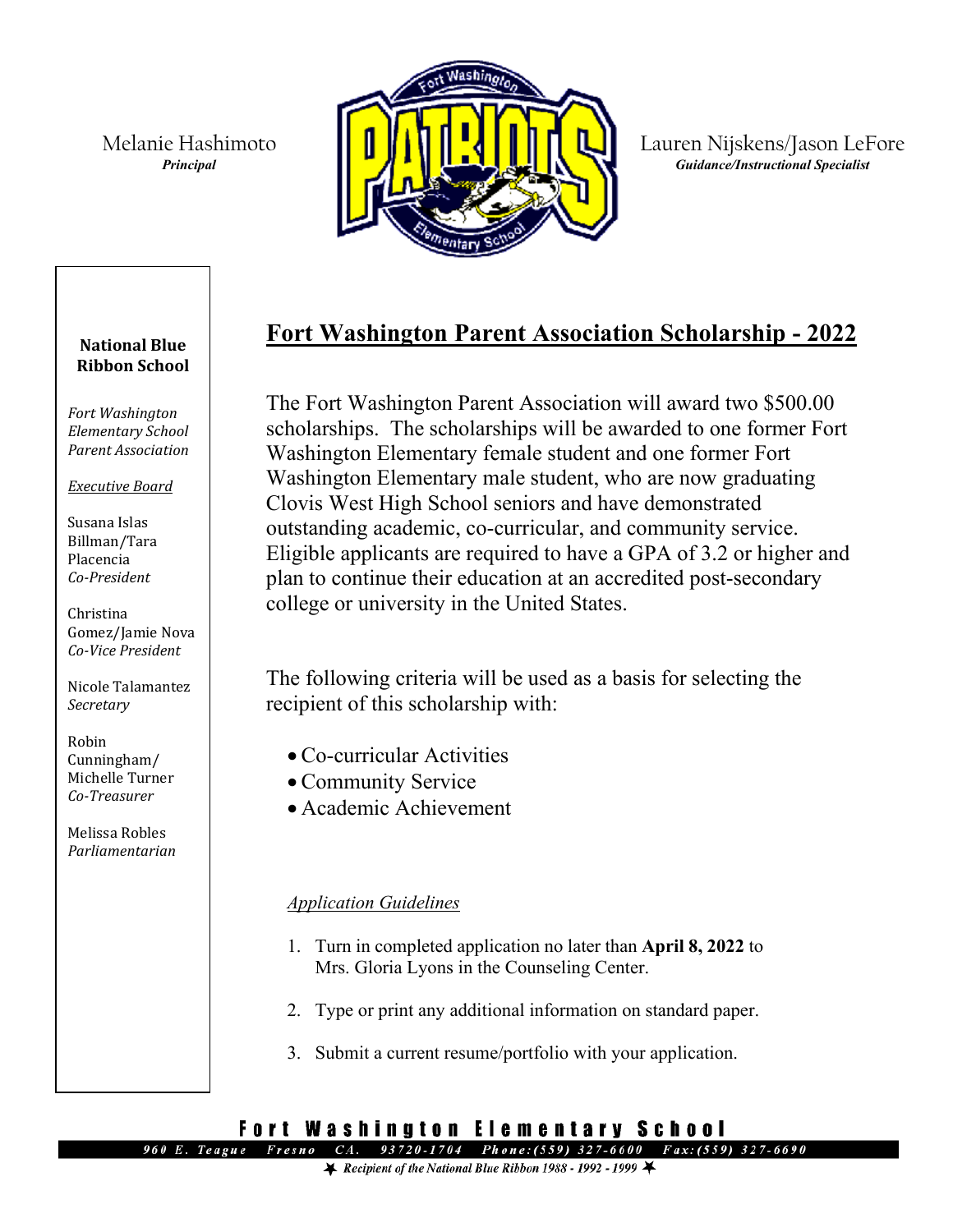Melanie Hashimoto
*Principal*

Lauren Nijskens/Jason LeFore
*Guidance/Instructional Specialist*

**National Blue Ribbon School**

*Fort Washington Elementary School Parent Association*

*Executive Board*

Susana Islas Billman/Tara Placencia
*Co-President*

Christina Gomez/Jamie Nova
*Co-Vice President*

Nicole Talamantez
*Secretary*

Robin Cunningham/ Michelle Turner
*Co-Treasurer*

Melissa Robles
*Parliamentarian*

# Fort Washington Parent Association Scholarship - 2022

The Fort Washington Parent Association will award two $500.00 scholarships. The scholarships will be awarded to one former Fort Washington Elementary female student and one former Fort Washington Elementary male student, who are now graduating Clovis West High School seniors and have demonstrated outstanding academic, co-curricular, and community service. Eligible applicants are required to have a GPA of 3.2 or higher and plan to continue their education at an accredited post-secondary college or university in the United States.

The following criteria will be used as a basis for selecting the recipient of this scholarship with:

- Co-curricular Activities
- Community Service
- Academic Achievement

*Application Guidelines*

1. Turn in completed application no later than **April 8, 2022** to Mrs. Gloria Lyons in the Counseling Center.
2. Type or print any additional information on standard paper.
3. Submit a current resume/portfolio with your application.

**Fort Washington Elementary School**

960 E. Teague Fresno CA. 93720-1704 Phone:(559) 327-6600 Fax:(559) 327-6690

*Recipient of the National Blue Ribbon 1988 - 1992 - 1999*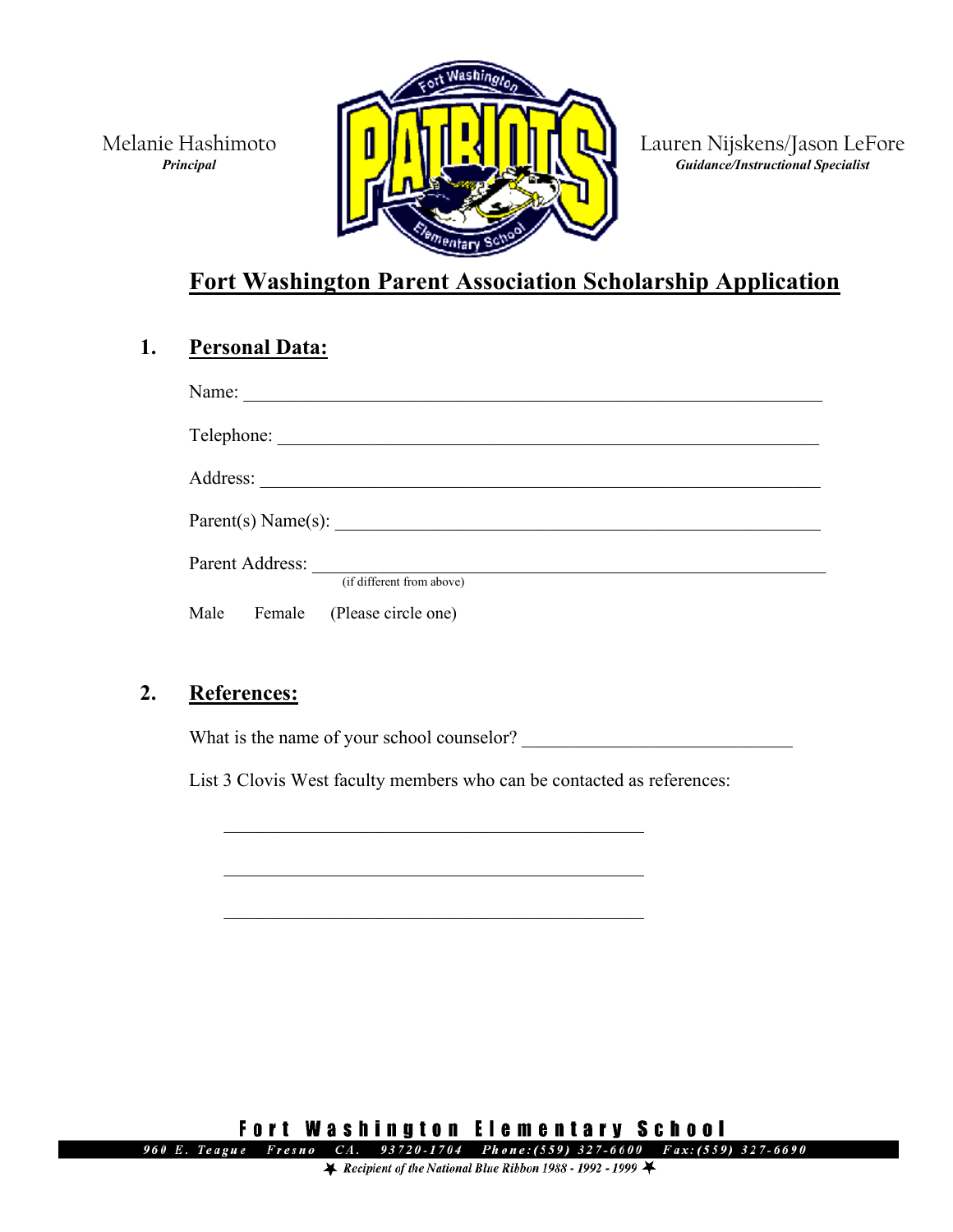Melanie Hashimoto
***Principal***

Lauren Nijskens/Jason LeFore
***Guidance/Instructional Specialist***

# Fort Washington Parent Association Scholarship Application

## 1. Personal Data:

Name: ___________________________________________________________

Telephone: _______________________________________________________

Address: _________________________________________________________

Parent(s) Name(s): ________________________________________________

Parent Address: ___________________________________________________
(if different from above)

Male Female (Please circle one)

## 2. References:

What is the name of your school counselor? ___________________________

List 3 Clovis West faculty members who can be contacted as references:

_____________________________________________

_____________________________________________

_____________________________________________

**Fort Washington Elementary School**

960 E. Teague Fresno CA. 93720-1704 Phone:(559) 327-6600 Fax:(559) 327-6690

*Recipient of the National Blue Ribbon 1988 - 1992 - 1999*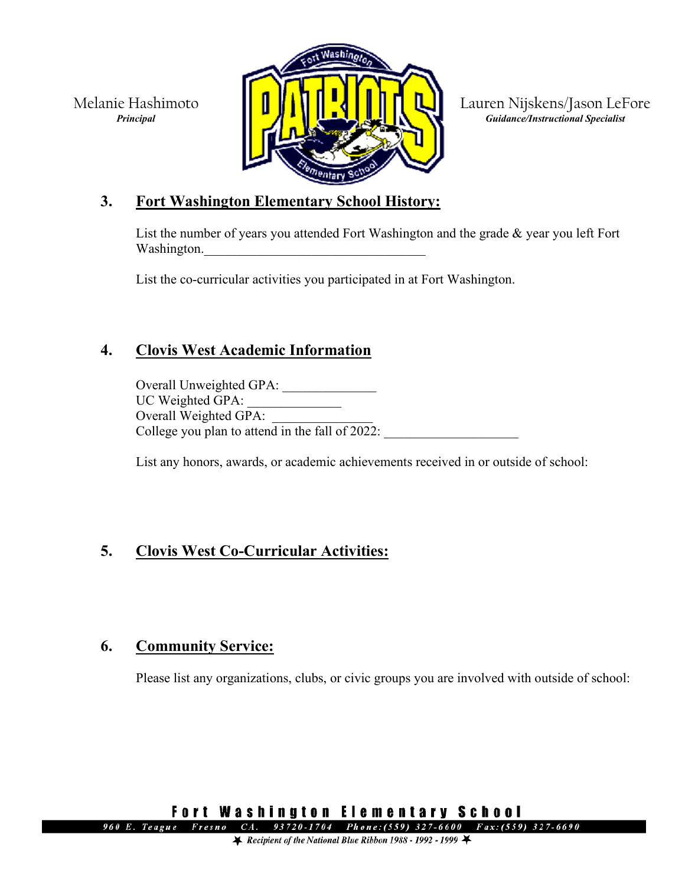Melanie Hashimoto
***Principal***

Lauren Nijskens/Jason LeFore
***Guidance/Instructional Specialist***

## 3. Fort Washington Elementary School History:

List the number of years you attended Fort Washington and the grade & year you left Fort Washington.\_\_\_\_\_\_\_\_\_\_\_\_\_\_\_\_\_\_\_\_\_\_\_\_\_\_\_\_\_\_\_\_\_\_

List the co-curricular activities you participated in at Fort Washington.

## 4. Clovis West Academic Information

Overall Unweighted GPA: \_\_\_\_\_\_\_\_\_\_\_\_\_\_
UC Weighted GPA: \_\_\_\_\_\_\_\_\_\_\_\_\_\_
Overall Weighted GPA: \_\_\_\_\_\_\_\_\_\_\_\_\_\_\_
College you plan to attend in the fall of 2022: \_\_\_\_\_\_\_\_\_\_\_\_\_\_\_\_\_\_\_\_

List any honors, awards, or academic achievements received in or outside of school:

## 5. Clovis West Co-Curricular Activities:

## 6. Community Service:

Please list any organizations, clubs, or civic groups you are involved with outside of school:

**Fort Washington Elementary School**
960 E. Teague Fresno CA. 93720-1704 Phone:(559) 327-6600 Fax:(559) 327-6690
*Recipient of the National Blue Ribbon 1988 - 1992 - 1999*